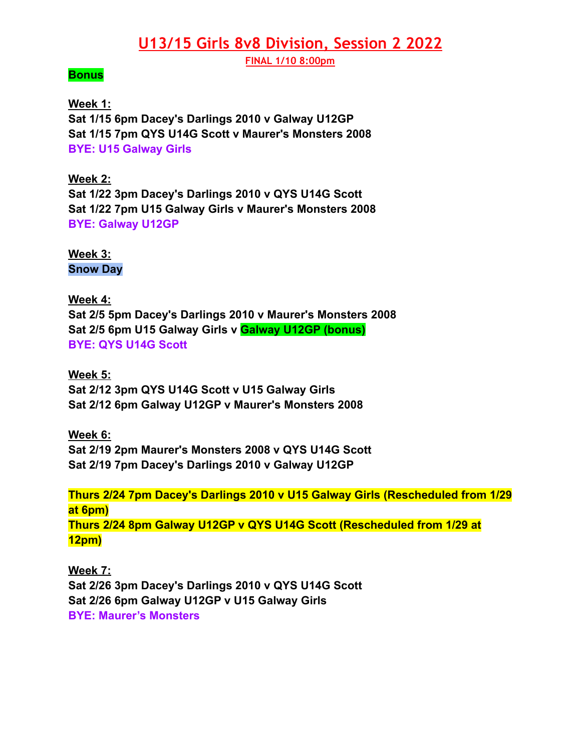# U13/15 Girls 8v8 Division, Session 2 2022

**FINAL 1/10 8:00pm**

**Bonus**

**Week 1:**
**Sat 1/15 6pm Dacey's Darlings 2010 v Galway U12GP**
**Sat 1/15 7pm QYS U14G Scott v Maurer's Monsters 2008**
**BYE: U15 Galway Girls**

**Week 2:**
**Sat 1/22 3pm Dacey's Darlings 2010 v QYS U14G Scott**
**Sat 1/22 7pm U15 Galway Girls v Maurer's Monsters 2008**
**BYE: Galway U12GP**

**Week 3:**
**Snow Day**

**Week 4:**
**Sat 2/5 5pm Dacey's Darlings 2010 v Maurer's Monsters 2008**
**Sat 2/5 6pm U15 Galway Girls v Galway U12GP (bonus)**
**BYE: QYS U14G Scott**

**Week 5:**
**Sat 2/12 3pm QYS U14G Scott v U15 Galway Girls**
**Sat 2/12 6pm Galway U12GP v Maurer's Monsters 2008**

**Week 6:**
**Sat 2/19 2pm Maurer's Monsters 2008 v QYS U14G Scott**
**Sat 2/19 7pm Dacey's Darlings 2010 v Galway U12GP**

**Thurs 2/24 7pm Dacey's Darlings 2010 v U15 Galway Girls (Rescheduled from 1/29 at 6pm)**
**Thurs 2/24 8pm Galway U12GP v QYS U14G Scott (Rescheduled from 1/29 at 12pm)**

**Week 7:**
**Sat 2/26 3pm Dacey's Darlings 2010 v QYS U14G Scott**
**Sat 2/26 6pm Galway U12GP v U15 Galway Girls**
**BYE: Maurer's Monsters**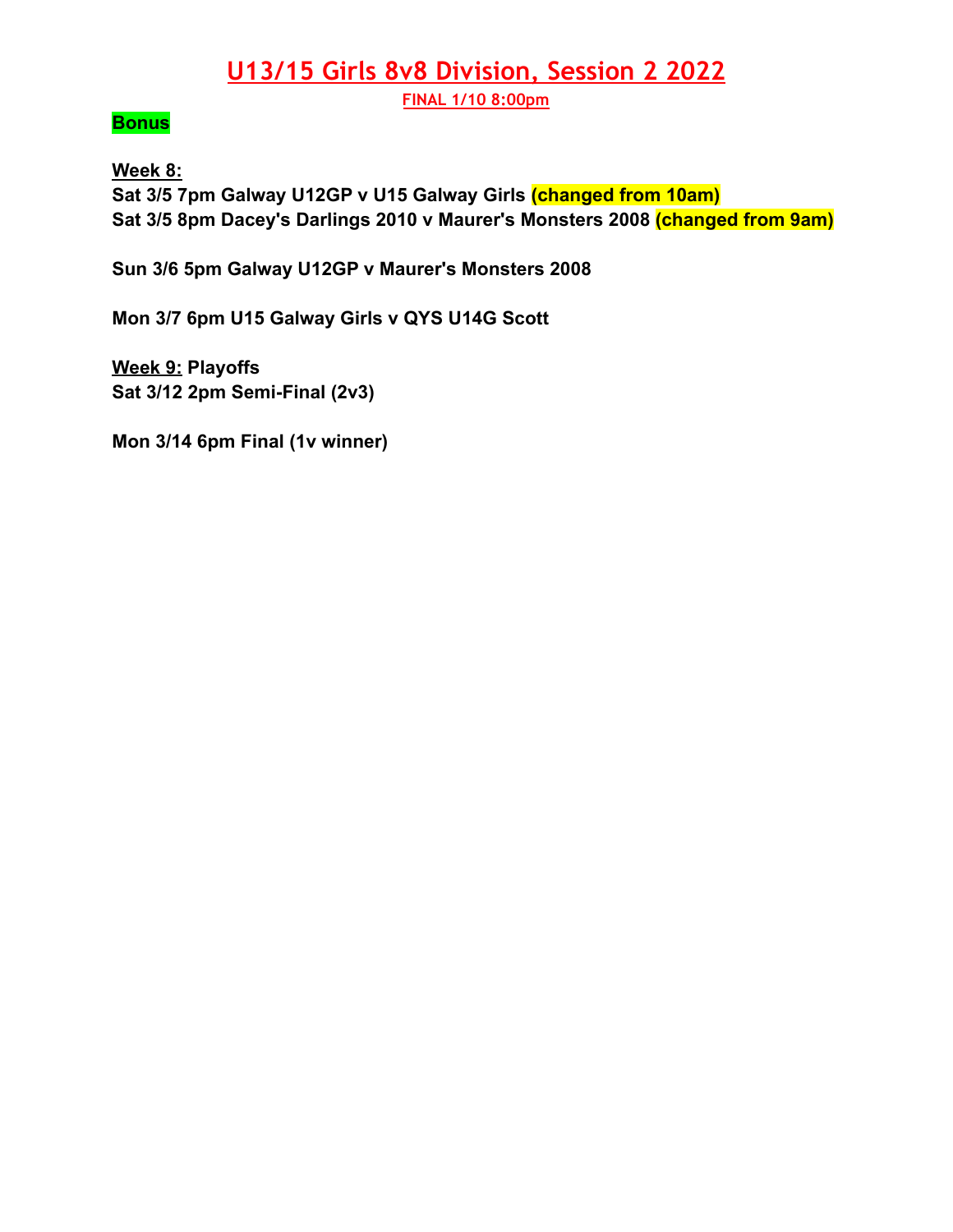# U13/15 Girls 8v8 Division, Session 2 2022

**FINAL 1/10 8:00pm**

**Bonus**

**Week 8:**

**Sat 3/5 7pm Galway U12GP v U15 Galway Girls (changed from 10am)**
**Sat 3/5 8pm Dacey's Darlings 2010 v Maurer's Monsters 2008 (changed from 9am)**

**Sun 3/6 5pm Galway U12GP v Maurer's Monsters 2008**

**Mon 3/7 6pm U15 Galway Girls v QYS U14G Scott**

**Week 9: Playoffs**
**Sat 3/12 2pm Semi-Final (2v3)**

**Mon 3/14 6pm Final (1v winner)**